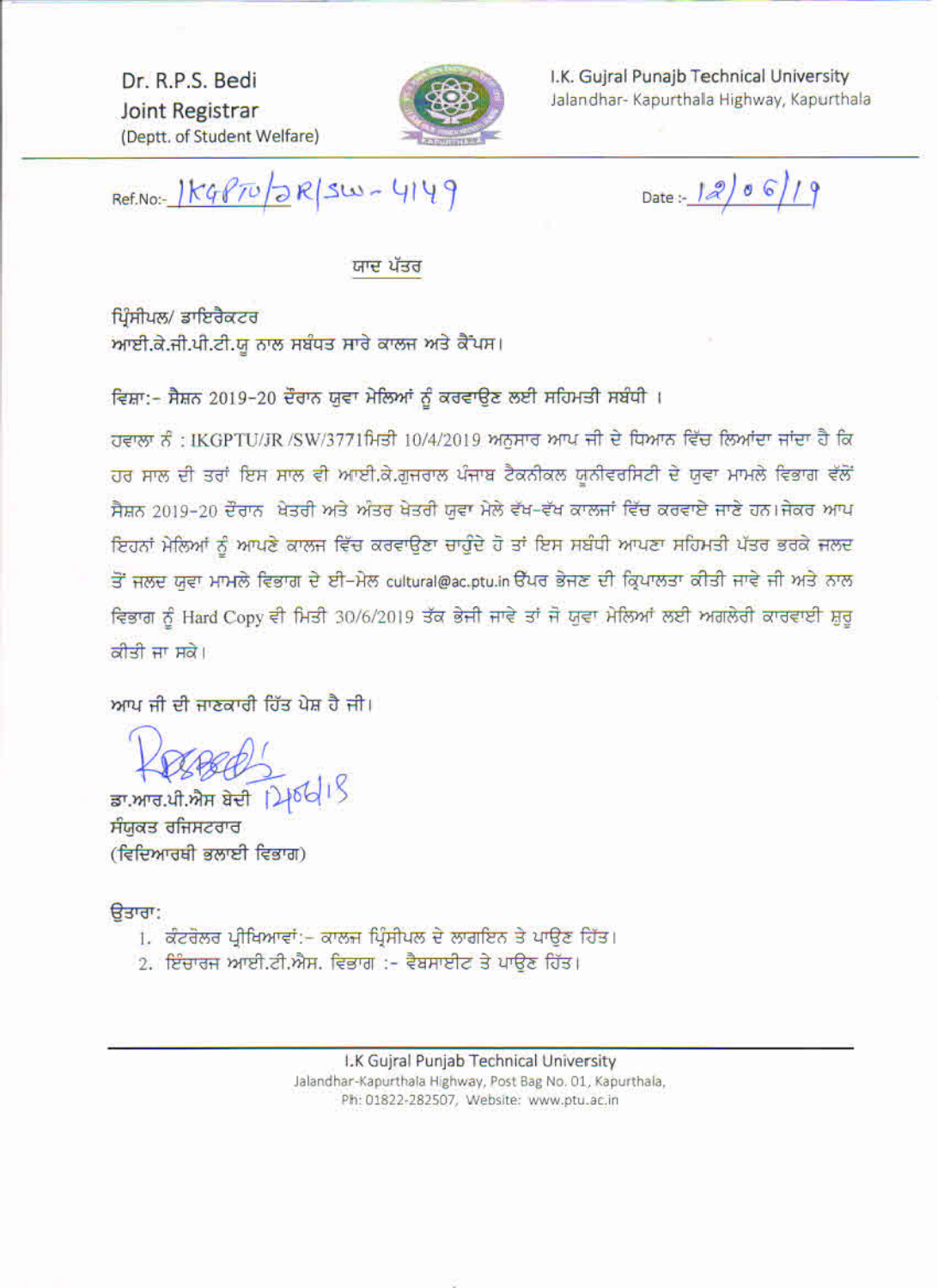Dr. R.P.S. Bedi
Joint Registrar
(Deptt. of Student Welfare)

I.K. Gujral Punajb Technical University
Jalandhar- Kapurthala Highway, Kapurthala

Ref.No:- IKGPTU/JR/SW-4149

Date :- 12/06/19

## ਯਾਦ ਪੱਤਰ

ਪ੍ਰਿੰਸੀਪਲ/ ਡਾਇਰੈਕਟਰ
ਆਈ.ਕੇ.ਜੀ.ਪੀ.ਟੀ.ਯੂ ਨਾਲ ਸਬੰਧਤ ਸਾਰੇ ਕਾਲਜ ਅਤੇ ਕੈਂਪਸ।

**ਵਿਸ਼ਾ:- ਸੈਸ਼ਨ 2019-20 ਦੌਰਾਨ ਯੁਵਾ ਮੇਲਿਆਂ ਨੂੰ ਕਰਵਾਉਣ ਲਈ ਸਹਿਮਤੀ ਸਬੰਧੀ ।**

ਹਵਾਲਾ ਨੰ : IKGPTU/JR /SW/3771ਮਿਤੀ 10/4/2019 ਅਨੁਸਾਰ ਆਪ ਜੀ ਦੇ ਧਿਆਨ ਵਿੱਚ ਲਿਆਂਦਾ ਜਾਂਦਾ ਹੈ ਕਿ ਹਰ ਸਾਲ ਦੀ ਤਰਾਂ ਇਸ ਸਾਲ ਵੀ ਆਈ.ਕੇ.ਗੁਜਰਾਲ ਪੰਜਾਬ ਟੈਕਨੀਕਲ ਯੂਨੀਵਰਸਿਟੀ ਦੇ ਯੁਵਾ ਮਾਮਲੇ ਵਿਭਾਗ ਵੱਲੋਂ ਸੈਸ਼ਨ 2019-20 ਦੌਰਾਨ ਖੇਤਰੀ ਅਤੇ ਅੰਤਰ ਖੇਤਰੀ ਯੁਵਾ ਮੇਲੇ ਵੱਖ-ਵੱਖ ਕਾਲਜਾਂ ਵਿੱਚ ਕਰਵਾਏ ਜਾਣੇ ਹਨ।ਜੇਕਰ ਆਪ ਇਹਨਾਂ ਮੇਲਿਆਂ ਨੂੰ ਆਪਣੇ ਕਾਲਜ ਵਿੱਚ ਕਰਵਾਉਣਾ ਚਾਹੁੰਦੇ ਹੋ ਤਾਂ ਇਸ ਸਬੰਧੀ ਆਪਣਾ ਸਹਿਮਤੀ ਪੱਤਰ ਭਰਕੇ ਜਲਦ ਤੋਂ ਜਲਦ ਯੁਵਾ ਮਾਮਲੇ ਵਿਭਾਗ ਦੇ ਈ-ਮੇਲ cultural@ac.ptu.in ਉੱਪਰ ਭੇਜਣ ਦੀ ਕ੍ਰਿਪਾਲਤਾ ਕੀਤੀ ਜਾਵੇ ਜੀ ਅਤੇ ਨਾਲ ਵਿਭਾਗ ਨੂੰ Hard Copy ਵੀ ਮਿਤੀ 30/6/2019 ਤੱਕ ਭੇਜੀ ਜਾਵੇ ਤਾਂ ਜੋ ਯੁਵਾ ਮੇਲਿਆਂ ਲਈ ਅਗਲੇਰੀ ਕਾਰਵਾਈ ਸ਼ੁਰੂ ਕੀਤੀ ਜਾ ਸਕੇ।

ਆਪ ਜੀ ਦੀ ਜਾਣਕਾਰੀ ਹਿੱਤ ਪੇਸ਼ ਹੈ ਜੀ।

12/06/19
ਡਾ.ਆਰ.ਪੀ.ਐਸ ਬੇਦੀ
ਸੰਯੁਕਤ ਰਜਿਸਟਰਾਰ
(ਵਿਦਿਆਰਥੀ ਭਲਾਈ ਵਿਭਾਗ)

ਉਤਾਰਾ:

1. ਕੰਟਰੋਲਰ ਪ੍ਰੀਖਿਆਵਾਂ:- ਕਾਲਜ ਪ੍ਰਿੰਸੀਪਲ ਦੇ ਲਾਗਇਨ ਤੇ ਪਾਉਣ ਹਿੱਤ।
2. ਇੰਚਾਰਜ ਆਈ.ਟੀ.ਐਸ. ਵਿਭਾਗ :- ਵੈਬਸਾਈਟ ਤੇ ਪਾਉਣ ਹਿੱਤ।

I.K Gujral Punjab Technical University
Jalandhar-Kapurthala Highway, Post Bag No. 01, Kapurthala,
Ph: 01822-282507, Website: www.ptu.ac.in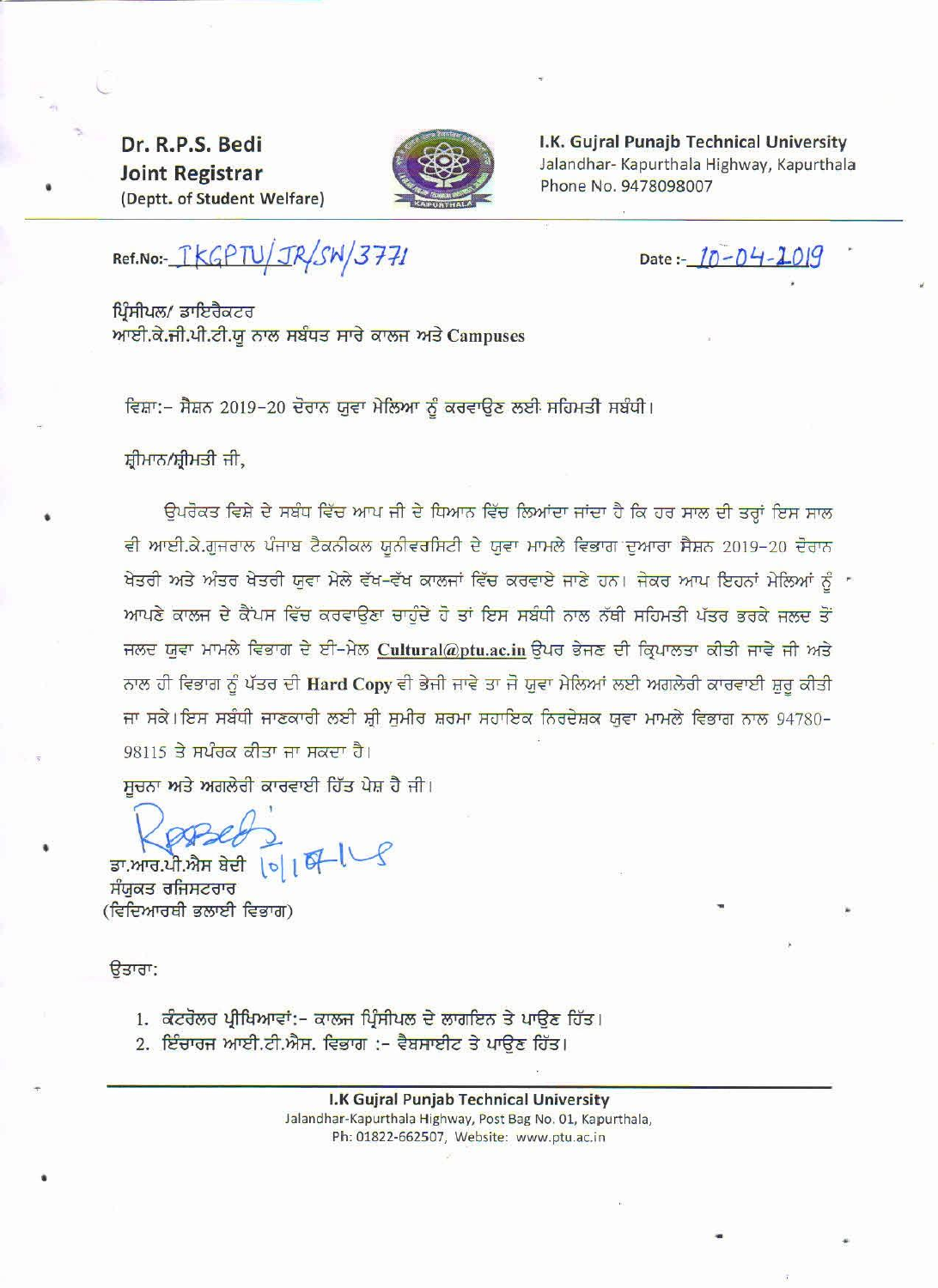**Dr. R.P.S. Bedi**
**Joint Registrar**
(Deptt. of Student Welfare)

**I.K. Gujral Punajb Technical University**
Jalandhar- Kapurthala Highway, Kapurthala
Phone No. 9478098007

Ref.No:- IKGPTU/JR/SW/3771

Date :- 10-04-2019

ਪ੍ਰਿੰਸੀਪਲ/ ਡਾਇਰੈਕਟਰ
ਆਈ.ਕੇ.ਜੀ.ਪੀ.ਟੀ.ਯੂ ਨਾਲ ਸਬੰਧਤ ਸਾਰੇ ਕਾਲਜ ਅਤੇ **Campuses**

ਵਿਸ਼ਾ:- ਸੈਸ਼ਨ 2019-20 ਦੋਰਾਨ ਯੁਵਾ ਮੇਲਿਆ ਨੂੰ ਕਰਵਾਉਣ ਲਈ ਸਹਿਮਤੀ ਸਬੰਧੀ।

ਸ਼੍ਰੀਮਾਨ/ਸ਼੍ਰੀਮਤੀ ਜੀ,

ਉਪਰੋਕਤ ਵਿਸ਼ੇ ਦੇ ਸਬੰਧ ਵਿੱਚ ਆਪ ਜੀ ਦੇ ਧਿਆਨ ਵਿੱਚ ਲਿਆਂਦਾ ਜਾਂਦਾ ਹੈ ਕਿ ਹਰ ਸਾਲ ਦੀ ਤਰ੍ਹਾਂ ਇਸ ਸਾਲ ਵੀ ਆਈ.ਕੇ.ਗੁਜਰਾਲ ਪੰਜਾਬ ਟੈਕਨੀਕਲ ਯੂਨੀਵਰਸਿਟੀ ਦੇ ਯੁਵਾ ਮਾਮਲੇ ਵਿਭਾਗ ਦੁਆਰਾ ਸੈਸ਼ਨ 2019-20 ਦੋਰਾਨ ਖੇਤਰੀ ਅਤੇ ਅੰਤਰ ਖੇਤਰੀ ਯੁਵਾ ਮੇਲੇ ਵੱਖ-ਵੱਖ ਕਾਲਜਾਂ ਵਿੱਚ ਕਰਵਾਏ ਜਾਣੇ ਹਨ। ਜੇਕਰ ਆਪ ਇਹਨਾਂ ਮੇਲਿਆਂ ਨੂੰ ਆਪਣੇ ਕਾਲਜ ਦੇ ਕੈਂਪਸ ਵਿੱਚ ਕਰਵਾਉਣਾ ਚਾਹੁੰਦੇ ਹੋ ਤਾਂ ਇਸ ਸਬੰਧੀ ਨਾਲ ਨੱਥੀ ਸਹਿਮਤੀ ਪੱਤਰ ਭਰਕੇ ਜਲਦ ਤੋਂ ਜਲਦ ਯੁਵਾ ਮਾਮਲੇ ਵਿਭਾਗ ਦੇ ਈ-ਮੇਲ **Cultural@ptu.ac.in** ਉਪਰ ਭੇਜਣ ਦੀ ਕ੍ਰਿਪਾਲਤਾ ਕੀਤੀ ਜਾਵੇ ਜੀ ਅਤੇ ਨਾਲ ਹੀ ਵਿਭਾਗ ਨੂੰ ਪੱਤਰ ਦੀ **Hard Copy** ਵੀ ਭੇਜੀ ਜਾਵੇ ਤਾ ਜੋ ਯੁਵਾ ਮੇਲਿਆਂ ਲਈ ਅਗਲੇਰੀ ਕਾਰਵਾਈ ਸ਼ੁਰੂ ਕੀਤੀ ਜਾ ਸਕੇ। ਇਸ ਸਬੰਧੀ ਜਾਣਕਾਰੀ ਲਈ ਸ਼੍ਰੀ ਸੁਮੀਰ ਸ਼ਰਮਾ ਸਹਾਇਕ ਨਿਰਦੇਸ਼ਕ ਯੁਵਾ ਮਾਮਲੇ ਵਿਭਾਗ ਨਾਲ 94780-98115 ਤੇ ਸੰਪਰਕ ਕੀਤਾ ਜਾ ਸਕਦਾ ਹੈ।

ਸੂਚਨਾ ਅਤੇ ਅਗਲੇਰੀ ਕਾਰਵਾਈ ਹਿੱਤ ਪੇਸ਼ ਹੈ ਜੀ।

ਡਾ.ਆਰ.ਪੀ.ਐਸ ਬੇਦੀ 10/04/19
ਸੰਯੁਕਤ ਰਜਿਸਟਰਾਰ
(ਵਿਦਿਆਰਥੀ ਭਲਾਈ ਵਿਭਾਗ)

ਉਤਾਰਾ:

1. ਕੰਟਰੋਲਰ ਪ੍ਰੀਖਿਆਵਾਂ:- ਕਾਲਜ ਪ੍ਰਿੰਸੀਪਲ ਦੇ ਲਾਗਇਨ ਤੇ ਪਾਉਣ ਹਿੱਤ।
2. ਇੰਚਾਰਜ ਆਈ.ਟੀ.ਐਸ. ਵਿਭਾਗ :- ਵੈਬਸਾਈਟ ਤੇ ਪਾਉਣ ਹਿੱਤ।

**I.K Gujral Punjab Technical University**
Jalandhar-Kapurthala Highway, Post Bag No. 01, Kapurthala,
Ph: 01822-662507, Website: www.ptu.ac.in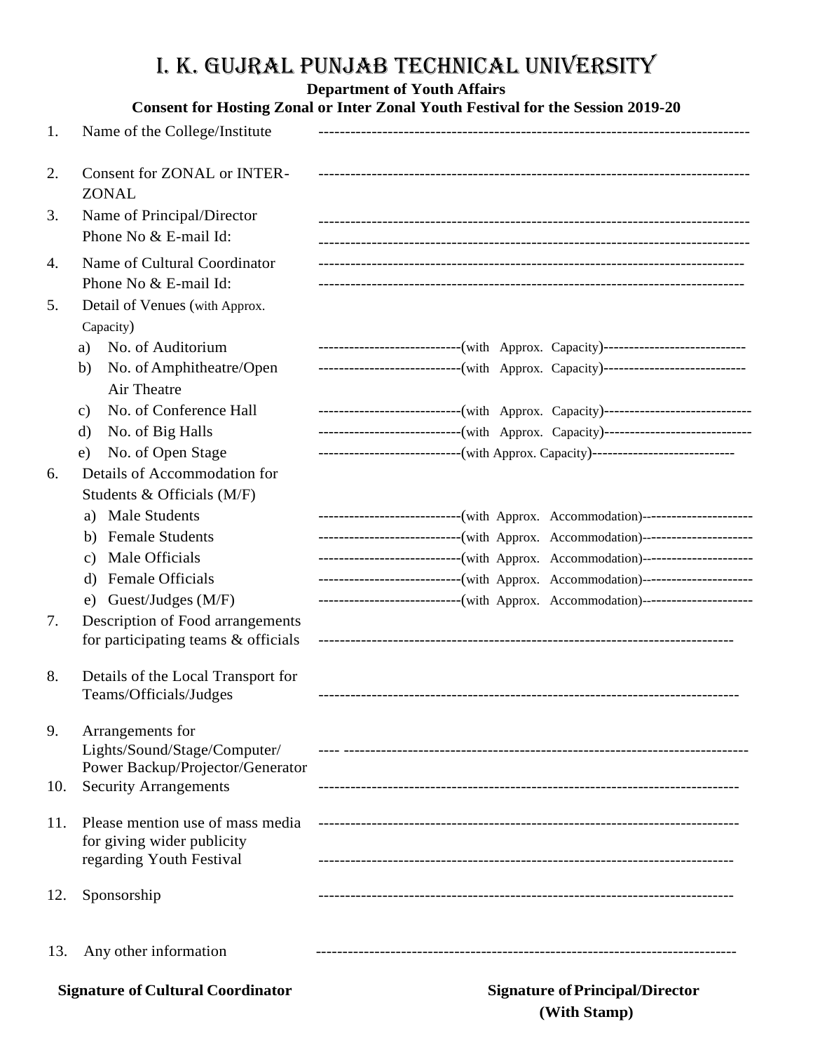# I. K. GUJRAL PUNJAB TECHNICAL UNIVERSITY

**Department of Youth Affairs**

**Consent for Hosting Zonal or Inter Zonal Youth Festival for the Session 2019-20**

1. Name of the College/Institute ------------------------------------------------------------------------------

2. Consent for ZONAL or INTER-ZONAL ------------------------------------------------------------------------------

3. Name of Principal/Director ------------------------------------------------------------------------------
   Phone No & E-mail Id: ------------------------------------------------------------------------------

4. Name of Cultural Coordinator ------------------------------------------------------------------------------
   Phone No & E-mail Id: ------------------------------------------------------------------------------

5. Detail of Venues (with Approx. Capacity)
   a) No. of Auditorium ----------------------------(with Approx. Capacity)----------------------------
   b) No. of Amphitheatre/Open Air Theatre ----------------------------(with Approx. Capacity)----------------------------
   c) No. of Conference Hall ----------------------------(with Approx. Capacity)----------------------------
   d) No. of Big Halls ----------------------------(with Approx. Capacity)----------------------------
   e) No. of Open Stage ----------------------------(with Approx. Capacity)----------------------------

6. Details of Accommodation for Students & Officials (M/F)
   a) Male Students ----------------------------(with Approx. Accommodation)----------------------
   b) Female Students ----------------------------(with Approx. Accommodation)----------------------
   c) Male Officials ----------------------------(with Approx. Accommodation)----------------------
   d) Female Officials ----------------------------(with Approx. Accommodation)----------------------
   e) Guest/Judges (M/F) ----------------------------(with Approx. Accommodation)----------------------

7. Description of Food arrangements for participating teams & officials ------------------------------------------------------------------------------

8. Details of the Local Transport for Teams/Officials/Judges ------------------------------------------------------------------------------

9. Arrangements for Lights/Sound/Stage/Computer/ Power Backup/Projector/Generator ---- --------------------------------------------------------------------------

10. Security Arrangements ------------------------------------------------------------------------------

11. Please mention use of mass media for giving wider publicity regarding Youth Festival ------------------------------------------------------------------------------
    ------------------------------------------------------------------------------

12. Sponsorship ------------------------------------------------------------------------------

13. Any other information ------------------------------------------------------------------------------

**Signature of Cultural Coordinator**

**Signature of Principal/Director**
**(With Stamp)**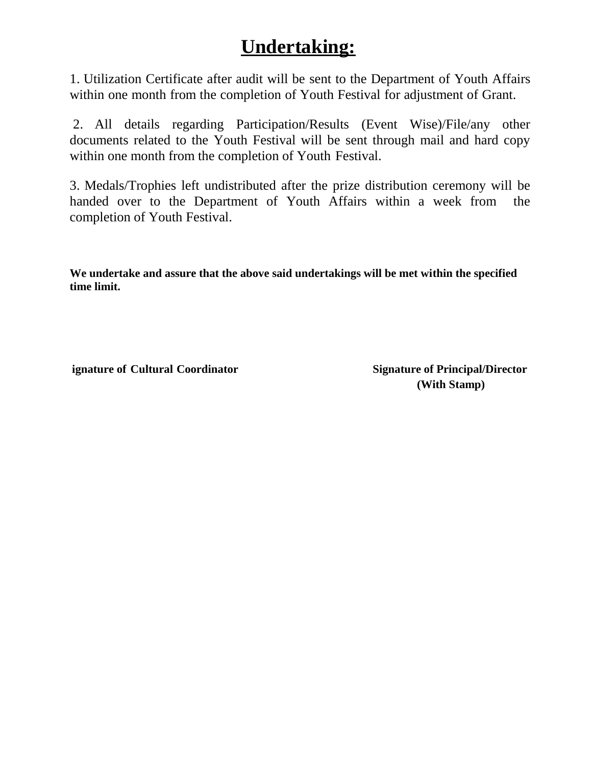# <u>Undertaking:</u>

1. Utilization Certificate after audit will be sent to the Department of Youth Affairs within one month from the completion of Youth Festival for adjustment of Grant.

2. All details regarding Participation/Results (Event Wise)/File/any other documents related to the Youth Festival will be sent through mail and hard copy within one month from the completion of Youth Festival.

3. Medals/Trophies left undistributed after the prize distribution ceremony will be handed over to the Department of Youth Affairs within a week from the completion of Youth Festival.

**We undertake and assure that the above said undertakings will be met within the specified time limit.**

**ignature of Cultural Coordinator**

**Signature of Principal/Director (With Stamp)**